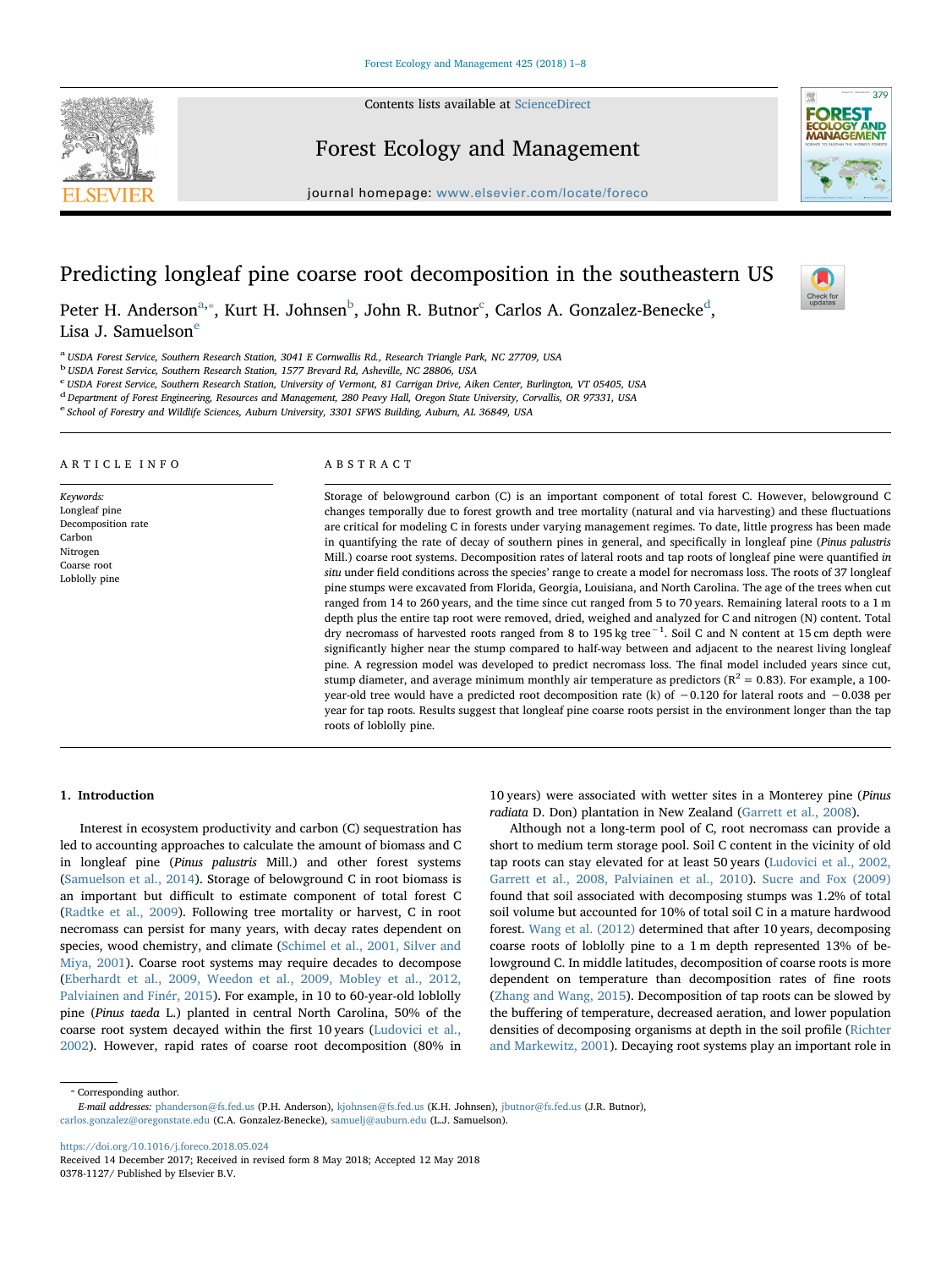# Predicting longleaf pine coarse root decomposition in the southeastern US

Peter H. Anderson[a,*], Kurt H. Johnsen[b], John R. Butnor[c], Carlos A. Gonzalez-Benecke[d], Lisa J. Samuelson[e]

[a] USDA Forest Service, Southern Research Station, 3041 E Cornwallis Rd., Research Triangle Park, NC 27709, USA
[b] USDA Forest Service, Southern Research Station, 1577 Brevard Rd, Asheville, NC 28806, USA
[c] USDA Forest Service, Southern Research Station, University of Vermont, 81 Carrigan Drive, Aiken Center, Burlington, VT 05405, USA
[d] Department of Forest Engineering, Resources and Management, 280 Peavy Hall, Oregon State University, Corvallis, OR 97331, USA
[e] School of Forestry and Wildlife Sciences, Auburn University, 3301 SFWS Building, Auburn, AL 36849, USA

## ARTICLE INFO

*Keywords:*
Longleaf pine
Decomposition rate
Carbon
Nitrogen
Coarse root
Loblolly pine

## ABSTRACT

Storage of belowground carbon (C) is an important component of total forest C. However, belowground C changes temporally due to forest growth and tree mortality (natural and via harvesting) and these fluctuations are critical for modeling C in forests under varying management regimes. To date, little progress has been made in quantifying the rate of decay of southern pines in general, and specifically in longleaf pine (*Pinus palustris* Mill.) coarse root systems. Decomposition rates of lateral roots and tap roots of longleaf pine were quantified *in situ* under field conditions across the species' range to create a model for necromass loss. The roots of 37 longleaf pine stumps were excavated from Florida, Georgia, Louisiana, and North Carolina. The age of the trees when cut ranged from 14 to 260 years, and the time since cut ranged from 5 to 70 years. Remaining lateral roots to a 1 m depth plus the entire tap root were removed, dried, weighed and analyzed for C and nitrogen (N) content. Total dry necromass of harvested roots ranged from 8 to 195 kg tree$^{-1}$. Soil C and N content at 15 cm depth were significantly higher near the stump compared to half-way between and adjacent to the nearest living longleaf pine. A regression model was developed to predict necromass loss. The final model included years since cut, stump diameter, and average minimum monthly air temperature as predictors ($R^2 = 0.83$). For example, a 100-year-old tree would have a predicted root decomposition rate (k) of −0.120 for lateral roots and −0.038 per year for tap roots. Results suggest that longleaf pine coarse roots persist in the environment longer than the tap roots of loblolly pine.

## 1. Introduction

Interest in ecosystem productivity and carbon (C) sequestration has led to accounting approaches to calculate the amount of biomass and C in longleaf pine (*Pinus palustris* Mill.) and other forest systems (Samuelson et al., 2014). Storage of belowground C in root biomass is an important but difficult to estimate component of total forest C (Radtke et al., 2009). Following tree mortality or harvest, C in root necromass can persist for many years, with decay rates dependent on species, wood chemistry, and climate (Schimel et al., 2001, Silver and Miya, 2001). Coarse root systems may require decades to decompose (Eberhardt et al., 2009, Weedon et al., 2009, Mobley et al., 2012, Palviainen and Finér, 2015). For example, in 10 to 60-year-old loblolly pine (*Pinus taeda* L.) planted in central North Carolina, 50% of the coarse root system decayed within the first 10 years (Ludovici et al., 2002). However, rapid rates of coarse root decomposition (80% in 10 years) were associated with wetter sites in a Monterey pine (*Pinus radiata* D. Don) plantation in New Zealand (Garrett et al., 2008).

Although not a long-term pool of C, root necromass can provide a short to medium term storage pool. Soil C content in the vicinity of old tap roots can stay elevated for at least 50 years (Ludovici et al., 2002, Garrett et al., 2008, Palviainen et al., 2010). Sucre and Fox (2009) found that soil associated with decomposing stumps was 1.2% of total soil volume but accounted for 10% of total soil C in a mature hardwood forest. Wang et al. (2012) determined that after 10 years, decomposing coarse roots of loblolly pine to a 1 m depth represented 13% of belowground C. In middle latitudes, decomposition of coarse roots is more dependent on temperature than decomposition rates of fine roots (Zhang and Wang, 2015). Decomposition of tap roots can be slowed by the buffering of temperature, decreased aeration, and lower population densities of decomposing organisms at depth in the soil profile (Richter and Markewitz, 2001). Decaying root systems play an important role in

* Corresponding author.
*E-mail addresses:* phanderson@fs.fed.us (P.H. Anderson), kjohnsen@fs.fed.us (K.H. Johnsen), jbutnor@fs.fed.us (J.R. Butnor), carlos.gonzalez@oregonstate.edu (C.A. Gonzalez-Benecke), samuelj@auburn.edu (L.J. Samuelson).

https://doi.org/10.1016/j.foreco.2018.05.024
Received 14 December 2017; Received in revised form 8 May 2018; Accepted 12 May 2018
0378-1127/ Published by Elsevier B.V.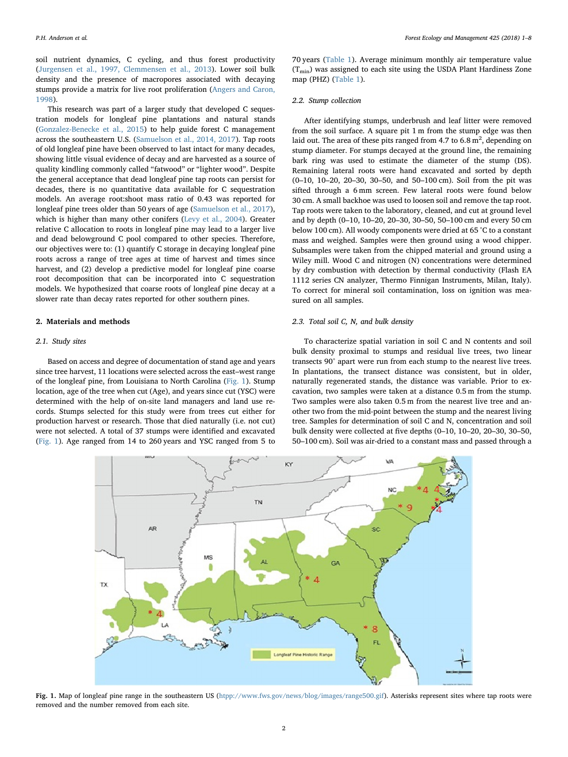soil nutrient dynamics, C cycling, and thus forest productivity (Jurgensen et al., 1997, Clemmensen et al., 2013). Lower soil bulk density and the presence of macropores associated with decaying stumps provide a matrix for live root proliferation (Angers and Caron, 1998).

This research was part of a larger study that developed C sequestration models for longleaf pine plantations and natural stands (Gonzalez-Benecke et al., 2015) to help guide forest C management across the southeastern U.S. (Samuelson et al., 2014, 2017). Tap roots of old longleaf pine have been observed to last intact for many decades, showing little visual evidence of decay and are harvested as a source of quality kindling commonly called "fatwood" or "lighter wood". Despite the general acceptance that dead longleaf pine tap roots can persist for decades, there is no quantitative data available for C sequestration models. An average root:shoot mass ratio of 0.43 was reported for longleaf pine trees older than 50 years of age (Samuelson et al., 2017), which is higher than many other conifers (Levy et al., 2004). Greater relative C allocation to roots in longleaf pine may lead to a larger live and dead belowground C pool compared to other species. Therefore, our objectives were to: (1) quantify C storage in decaying longleaf pine roots across a range of tree ages at time of harvest and times since harvest, and (2) develop a predictive model for longleaf pine coarse root decomposition that can be incorporated into C sequestration models. We hypothesized that coarse roots of longleaf pine decay at a slower rate than decay rates reported for other southern pines.

## 2. Materials and methods

### 2.1. Study sites

Based on access and degree of documentation of stand age and years since tree harvest, 11 locations were selected across the east–west range of the longleaf pine, from Louisiana to North Carolina (Fig. 1). Stump location, age of the tree when cut (Age), and years since cut (YSC) were determined with the help of on-site land managers and land use records. Stumps selected for this study were from trees cut either for production harvest or research. Those that died naturally (i.e. not cut) were not selected. A total of 37 stumps were identified and excavated (Fig. 1). Age ranged from 14 to 260 years and YSC ranged from 5 to 70 years (Table 1). Average minimum monthly air temperature value ($T_{min}$) was assigned to each site using the USDA Plant Hardiness Zone map (PHZ) (Table 1).

### 2.2. Stump collection

After identifying stumps, underbrush and leaf litter were removed from the soil surface. A square pit 1 m from the stump edge was then laid out. The area of these pits ranged from 4.7 to 6.8 $m^2$, depending on stump diameter. For stumps decayed at the ground line, the remaining bark ring was used to estimate the diameter of the stump (DS). Remaining lateral roots were hand excavated and sorted by depth (0–10, 10–20, 20–30, 30–50, and 50–100 cm). Soil from the pit was sifted through a 6 mm screen. Few lateral roots were found below 30 cm. A small backhoe was used to loosen soil and remove the tap root. Tap roots were taken to the laboratory, cleaned, and cut at ground level and by depth (0–10, 10–20, 20–30, 30–50, 50–100 cm and every 50 cm below 100 cm). All woody components were dried at 65 °C to a constant mass and weighed. Samples were then ground using a wood chipper. Subsamples were taken from the chipped material and ground using a Wiley mill. Wood C and nitrogen (N) concentrations were determined by dry combustion with detection by thermal conductivity (Flash EA 1112 series CN analyzer, Thermo Finnigan Instruments, Milan, Italy). To correct for mineral soil contamination, loss on ignition was measured on all samples.

### 2.3. Total soil C, N, and bulk density

To characterize spatial variation in soil C and N contents and soil bulk density proximal to stumps and residual live trees, two linear transects 90° apart were run from each stump to the nearest live trees. In plantations, the transect distance was consistent, but in older, naturally regenerated stands, the distance was variable. Prior to excavation, two samples were taken at a distance 0.5 m from the stump. Two samples were also taken 0.5 m from the nearest live tree and another two from the mid-point between the stump and the nearest living tree. Samples for determination of soil C and N, concentration and soil bulk density were collected at five depths (0–10, 10–20, 20–30, 30–50, 50–100 cm). Soil was air-dried to a constant mass and passed through a

**Fig. 1.** Map of longleaf pine range in the southeastern US (htpp://www.fws.gov/news/blog/images/range500.gif). Asterisks represent sites where tap roots were removed and the number removed from each site.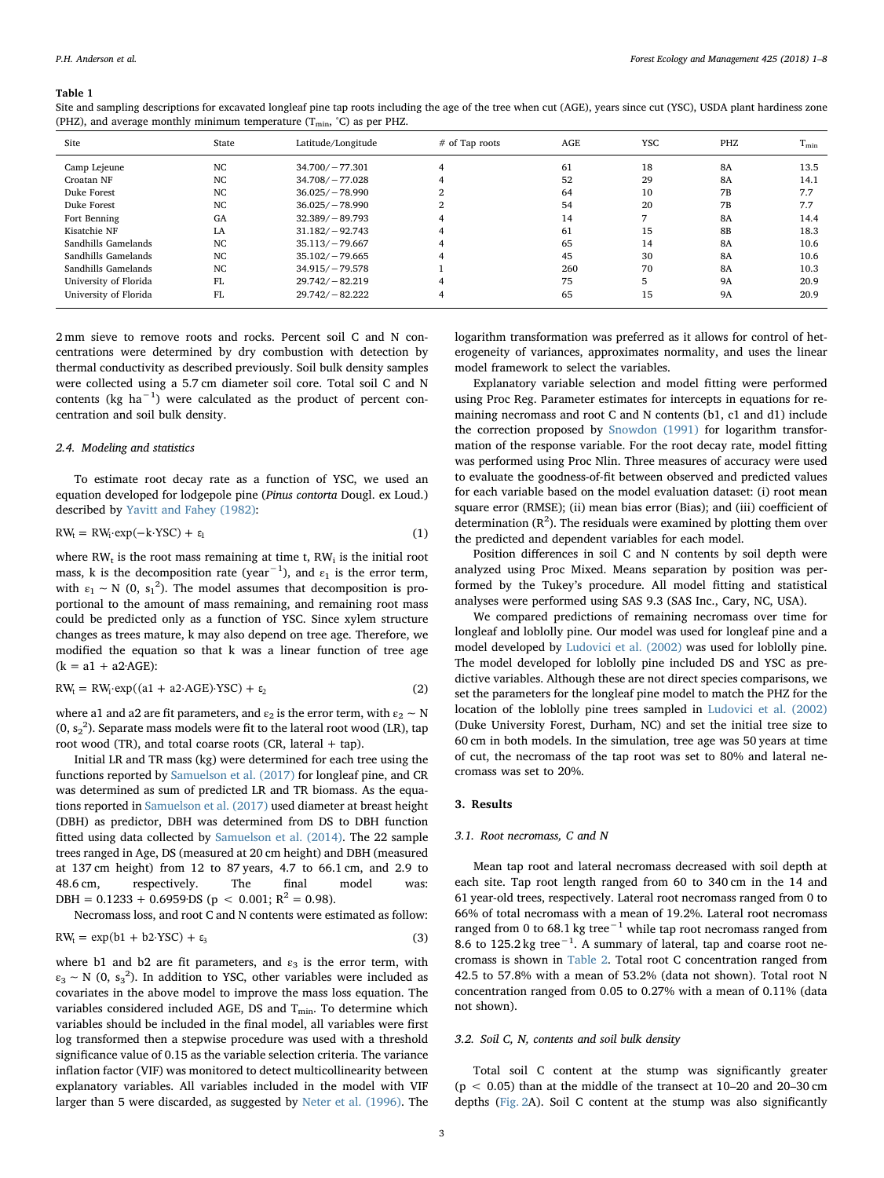**Table 1**

Site and sampling descriptions for excavated longleaf pine tap roots including the age of the tree when cut (AGE), years since cut (YSC), USDA plant hardiness zone (PHZ), and average monthly minimum temperature ($T_{min}$, °C) as per PHZ.

| Site | State | Latitude/Longitude | # of Tap roots | AGE | YSC | PHZ | $T_{min}$ |
|---|---|---|---|---|---|---|---|
| Camp Lejeune | NC | 34.700/−77.301 | 4 | 61 | 18 | 8A | 13.5 |
| Croatan NF | NC | 34.708/−77.028 | 4 | 52 | 29 | 8A | 14.1 |
| Duke Forest | NC | 36.025/−78.990 | 2 | 64 | 10 | 7B | 7.7 |
| Duke Forest | NC | 36.025/−78.990 | 2 | 54 | 20 | 7B | 7.7 |
| Fort Benning | GA | 32.389/−89.793 | 4 | 14 | 7 | 8A | 14.4 |
| Kisatchie NF | LA | 31.182/−92.743 | 4 | 61 | 15 | 8B | 18.3 |
| Sandhills Gamelands | NC | 35.113/−79.667 | 4 | 65 | 14 | 8A | 10.6 |
| Sandhills Gamelands | NC | 35.102/−79.665 | 4 | 45 | 30 | 8A | 10.6 |
| Sandhills Gamelands | NC | 34.915/−79.578 | 1 | 260 | 70 | 8A | 10.3 |
| University of Florida | FL | 29.742/−82.219 | 4 | 75 | 5 | 9A | 20.9 |
| University of Florida | FL | 29.742/−82.222 | 4 | 65 | 15 | 9A | 20.9 |

2 mm sieve to remove roots and rocks. Percent soil C and N concentrations were determined by dry combustion with detection by thermal conductivity as described previously. Soil bulk density samples were collected using a 5.7 cm diameter soil core. Total soil C and N contents (kg $ha^{-1}$) were calculated as the product of percent concentration and soil bulk density.

### 2.4. Modeling and statistics

To estimate root decay rate as a function of YSC, we used an equation developed for lodgepole pine (*Pinus contorta* Dougl. ex Loud.) described by Yavitt and Fahey (1982):

$$RW_t = RW_i \cdot \exp(-k \cdot YSC) + \varepsilon_1 \tag{1}$$

where $RW_t$ is the root mass remaining at time t, $RW_i$ is the initial root mass, k is the decomposition rate ($year^{-1}$), and $\varepsilon_1$ is the error term, with $\varepsilon_1 \sim N(0, s_1^2)$. The model assumes that decomposition is proportional to the amount of mass remaining, and remaining root mass could be predicted only as a function of YSC. Since xylem structure changes as trees mature, k may also depend on tree age. Therefore, we modified the equation so that k was a linear function of tree age ($k = a1 + a2 \cdot AGE$):

$$RW_t = RW_i \cdot \exp((a1 + a2 \cdot AGE) \cdot YSC) + \varepsilon_2 \tag{2}$$

where a1 and a2 are fit parameters, and $\varepsilon_2$ is the error term, with $\varepsilon_2 \sim N(0, s_2^2)$. Separate mass models were fit to the lateral root wood (LR), tap root wood (TR), and total coarse roots (CR, lateral + tap).

Initial LR and TR mass (kg) were determined for each tree using the functions reported by Samuelson et al. (2017) for longleaf pine, and CR was determined as sum of predicted LR and TR biomass. As the equations reported in Samuelson et al. (2017) used diameter at breast height (DBH) as predictor, DBH was determined from DS to DBH function fitted using data collected by Samuelson et al. (2014). The 22 sample trees ranged in Age, DS (measured at 20 cm height) and DBH (measured at 137 cm height) from 12 to 87 years, 4.7 to 66.1 cm, and 2.9 to 48.6 cm, respectively. The final model was: $DBH = 0.1233 + 0.6959 \cdot DS$ ($p < 0.001$; $R^2 = 0.98$).

Necromass loss, and root C and N contents were estimated as follow:

$$RW_t = \exp(b1 + b2 \cdot YSC) + \varepsilon_3 \tag{3}$$

where b1 and b2 are fit parameters, and $\varepsilon_3$ is the error term, with $\varepsilon_3 \sim N(0, s_3^2)$. In addition to YSC, other variables were included as covariates in the above model to improve the mass loss equation. The variables considered included AGE, DS and $T_{min}$. To determine which variables should be included in the final model, all variables were first log transformed then a stepwise procedure was used with a threshold significance value of 0.15 as the variable selection criteria. The variance inflation factor (VIF) was monitored to detect multicollinearity between explanatory variables. All variables included in the model with VIF larger than 5 were discarded, as suggested by Neter et al. (1996). The logarithm transformation was preferred as it allows for control of heterogeneity of variances, approximates normality, and uses the linear model framework to select the variables.

Explanatory variable selection and model fitting were performed using Proc Reg. Parameter estimates for intercepts in equations for remaining necromass and root C and N contents (b1, c1 and d1) include the correction proposed by Snowdon (1991) for logarithm transformation of the response variable. For the root decay rate, model fitting was performed using Proc Nlin. Three measures of accuracy were used to evaluate the goodness-of-fit between observed and predicted values for each variable based on the model evaluation dataset: (i) root mean square error (RMSE); (ii) mean bias error (Bias); and (iii) coefficient of determination ($R^2$). The residuals were examined by plotting them over the predicted and dependent variables for each model.

Position differences in soil C and N contents by soil depth were analyzed using Proc Mixed. Means separation by position was performed by the Tukey's procedure. All model fitting and statistical analyses were performed using SAS 9.3 (SAS Inc., Cary, NC, USA).

We compared predictions of remaining necromass over time for longleaf and loblolly pine. Our model was used for longleaf pine and a model developed by Ludovici et al. (2002) was used for loblolly pine. The model developed for loblolly pine included DS and YSC as predictive variables. Although these are not direct species comparisons, we set the parameters for the longleaf pine model to match the PHZ for the location of the loblolly pine trees sampled in Ludovici et al. (2002) (Duke University Forest, Durham, NC) and set the initial tree size to 60 cm in both models. In the simulation, tree age was 50 years at time of cut, the necromass of the tap root was set to 80% and lateral necromass was set to 20%.

## 3. Results

### 3.1. Root necromass, C and N

Mean tap root and lateral necromass decreased with soil depth at each site. Tap root length ranged from 60 to 340 cm in the 14 and 61 year-old trees, respectively. Lateral root necromass ranged from 0 to 66% of total necromass with a mean of 19.2%. Lateral root necromass ranged from 0 to 68.1 kg $tree^{-1}$ while tap root necromass ranged from 8.6 to 125.2 kg $tree^{-1}$. A summary of lateral, tap and coarse root necromass is shown in Table 2. Total root C concentration ranged from 42.5 to 57.8% with a mean of 53.2% (data not shown). Total root N concentration ranged from 0.05 to 0.27% with a mean of 0.11% (data not shown).

### 3.2. Soil C, N, contents and soil bulk density

Total soil C content at the stump was significantly greater ($p < 0.05$) than at the middle of the transect at 10–20 and 20–30 cm depths (Fig. 2A). Soil C content at the stump was also significantly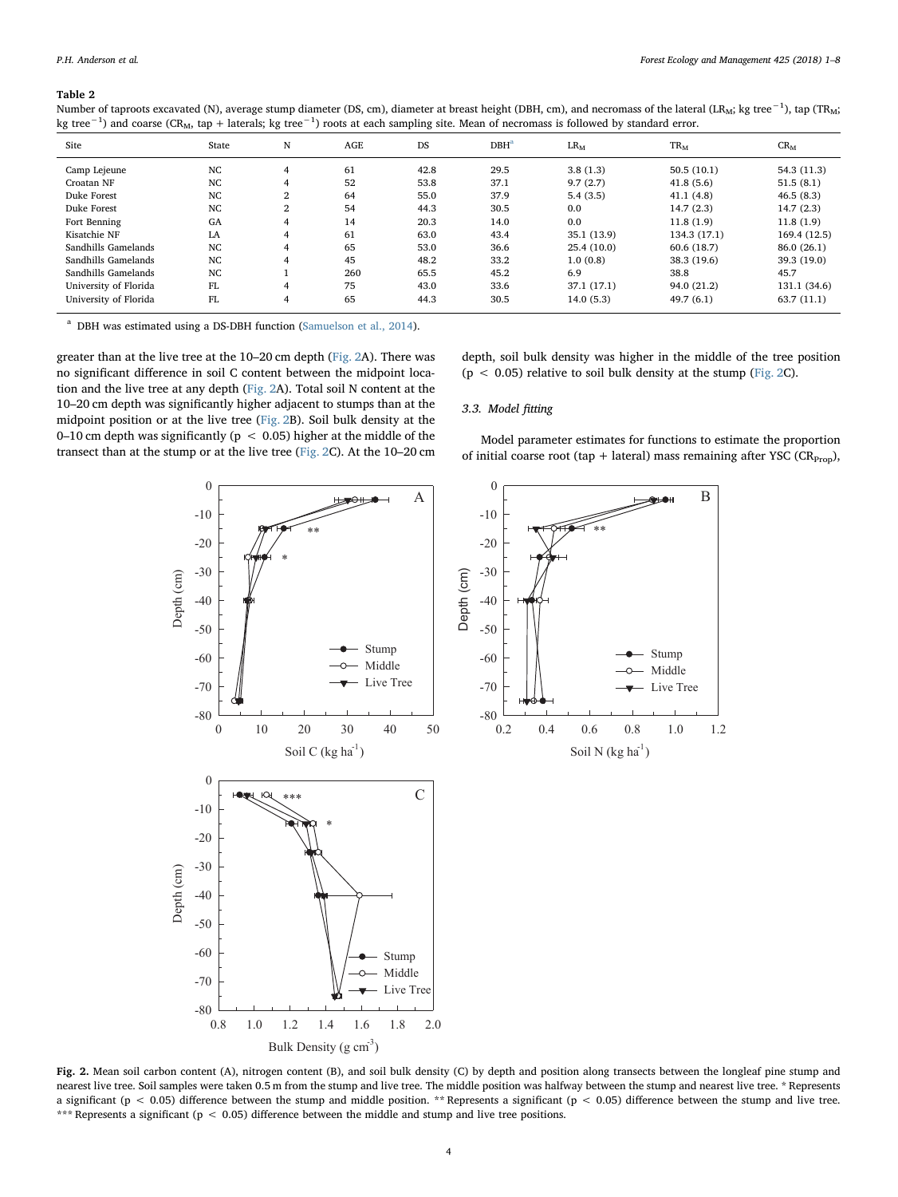**Table 2**

Number of taproots excavated (N), average stump diameter (DS, cm), diameter at breast height (DBH, cm), and necromass of the lateral ($LR_M$; kg $tree^{-1}$), tap ($TR_M$; kg $tree^{-1}$) and coarse ($CR_M$, tap + laterals; kg $tree^{-1}$) roots at each sampling site. Mean of necromass is followed by standard error.

| Site | State | N | AGE | DS | DBH[a] | $LR_M$ | $TR_M$ | $CR_M$ |
|---|---|---|---|---|---|---|---|---|
| Camp Lejeune | NC | 4 | 61 | 42.8 | 29.5 | 3.8 (1.3) | 50.5 (10.1) | 54.3 (11.3) |
| Croatan NF | NC | 4 | 52 | 53.8 | 37.1 | 9.7 (2.7) | 41.8 (5.6) | 51.5 (8.1) |
| Duke Forest | NC | 2 | 64 | 55.0 | 37.9 | 5.4 (3.5) | 41.1 (4.8) | 46.5 (8.3) |
| Duke Forest | NC | 2 | 54 | 44.3 | 30.5 | 0.0 | 14.7 (2.3) | 14.7 (2.3) |
| Fort Benning | GA | 4 | 14 | 20.3 | 14.0 | 0.0 | 11.8 (1.9) | 11.8 (1.9) |
| Kisatchie NF | LA | 4 | 61 | 63.0 | 43.4 | 35.1 (13.9) | 134.3 (17.1) | 169.4 (12.5) |
| Sandhills Gamelands | NC | 4 | 65 | 53.0 | 36.6 | 25.4 (10.0) | 60.6 (18.7) | 86.0 (26.1) |
| Sandhills Gamelands | NC | 4 | 45 | 48.2 | 33.2 | 1.0 (0.8) | 38.3 (19.6) | 39.3 (19.0) |
| Sandhills Gamelands | NC | 1 | 260 | 65.5 | 45.2 | 6.9 | 38.8 | 45.7 |
| University of Florida | FL | 4 | 75 | 43.0 | 33.6 | 37.1 (17.1) | 94.0 (21.2) | 131.1 (34.6) |
| University of Florida | FL | 4 | 65 | 44.3 | 30.5 | 14.0 (5.3) | 49.7 (6.1) | 63.7 (11.1) |

[a] DBH was estimated using a DS-DBH function (Samuelson et al., 2014).

greater than at the live tree at the 10–20 cm depth (Fig. 2A). There was no significant difference in soil C content between the midpoint location and the live tree at any depth (Fig. 2A). Total soil N content at the 10–20 cm depth was significantly higher adjacent to stumps than at the midpoint position or at the live tree (Fig. 2B). Soil bulk density at the 0–10 cm depth was significantly ($p < 0.05$) higher at the middle of the transect than at the stump or at the live tree (Fig. 2C). At the 10–20 cm depth, soil bulk density was higher in the middle of the tree position ($p < 0.05$) relative to soil bulk density at the stump (Fig. 2C).

### 3.3. Model fitting

Model parameter estimates for functions to estimate the proportion of initial coarse root (tap + lateral) mass remaining after YSC ($CR_{Prop}$),

**Fig. 2.** Mean soil carbon content (A), nitrogen content (B), and soil bulk density (C) by depth and position along transects between the longleaf pine stump and nearest live tree. Soil samples were taken 0.5 m from the stump and live tree. The middle position was halfway between the stump and nearest live tree. * Represents a significant ($p < 0.05$) difference between the stump and middle position. ** Represents a significant ($p < 0.05$) difference between the stump and live tree. *** Represents a significant ($p < 0.05$) difference between the middle and stump and live tree positions.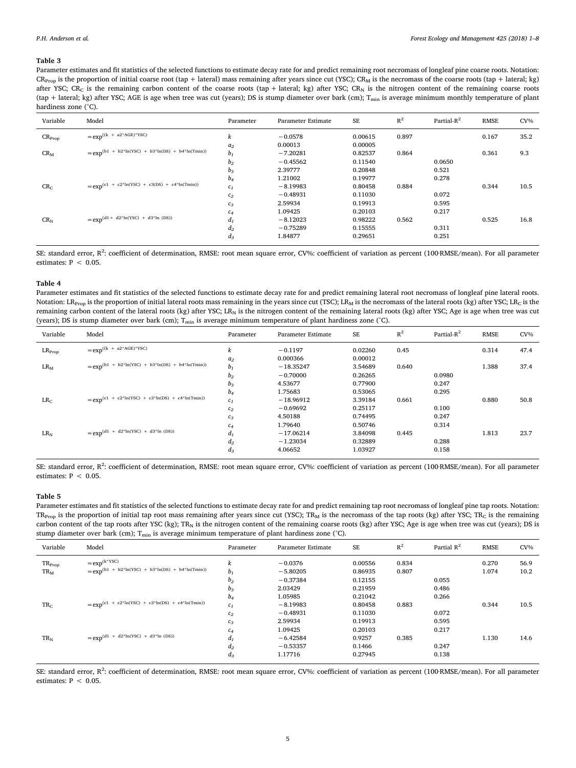**Table 3**

Parameter estimates and fit statistics of the selected functions to estimate decay rate for and predict remaining root necromass of longleaf pine coarse roots. Notation: $CR_{Prop}$ is the proportion of initial coarse root (tap + lateral) mass remaining after years since cut (YSC); $CR_M$ is the necromass of the coarse roots (tap + lateral; kg) after YSC; $CR_C$ is the remaining carbon content of the coarse roots (tap + lateral; kg) after YSC; $CR_N$ is the nitrogen content of the remaining coarse roots (tap + lateral; kg) after YSC; AGE is age when tree was cut (years); DS is stump diameter over bark (cm); $T_{min}$ is average minimum monthly temperature of plant hardiness zone (°C).

| Variable | Model | Parameter | Parameter Estimate | SE | $R^2$ | Partial-$R^2$ | RMSE | CV% |
|---|---|---|---|---|---|---|---|---|
| $CR_{Prop}$ | $=\exp^{((k\ +\ a2*AGE)*YSC)}$ | $k$ | −0.0578 | 0.00615 | 0.897 | | 0.167 | 35.2 |
| | | $a_2$ | 0.00013 | 0.00005 | | | | |
| $CR_M$ | $=\exp^{(b1\ +\ b2*\ln(YSC)\ +\ b3*\ln(DS)\ +\ b4*\ln(Tmin))}$ | $b_1$ | −7.20281 | 0.82537 | 0.864 | | 0.361 | 9.3 |
| | | $b_2$ | −0.45562 | 0.11540 | | 0.0650 | | |
| | | $b_3$ | 2.39777 | 0.20848 | | 0.521 | | |
| | | $b_4$ | 1.21002 | 0.19977 | | 0.278 | | |
| $CR_C$ | $=\exp^{(c1\ +\ c2*\ln(YSC)\ +\ c3(DS)\ +\ c4*\ln(Tmin))}$ | $c_1$ | −8.19983 | 0.80458 | 0.884 | | 0.344 | 10.5 |
| | | $c_2$ | −0.48931 | 0.11030 | | 0.072 | | |
| | | $c_3$ | 2.59934 | 0.19913 | | 0.595 | | |
| | | $c_4$ | 1.09425 | 0.20103 | | 0.217 | | |
| $CR_N$ | $=\exp^{(d1+\ d2*\ln(YSC)\ +\ d3*\ln\ (DS))}$ | $d_1$ | −8.12023 | 0.98222 | 0.562 | | 0.525 | 16.8 |
| | | $d_2$ | −0.75289 | 0.15555 | | 0.311 | | |
| | | $d_3$ | 1.84877 | 0.29651 | | 0.251 | | |

SE: standard error, $R^2$: coefficient of determination, RMSE: root mean square error, CV%: coefficient of variation as percent (100·RMSE/mean). For all parameter estimates: $P < 0.05$.

**Table 4**

Parameter estimates and fit statistics of the selected functions to estimate decay rate for and predict remaining lateral root necromass of longleaf pine lateral roots. Notation: $LR_{Prop}$ is the proportion of initial lateral roots mass remaining in the years since cut (TSC); $LR_M$ is the necromass of the lateral roots (kg) after YSC; $LR_C$ is the remaining carbon content of the lateral roots (kg) after YSC; $LR_N$ is the nitrogen content of the remaining lateral roots (kg) after YSC; Age is age when tree was cut (years); DS is stump diameter over bark (cm); $T_{min}$ is average minimum temperature of plant hardiness zone (°C).

| Variable | Model | Parameter | Parameter Estimate | SE | $R^2$ | Partial-$R^2$ | RMSE | CV% |
|---|---|---|---|---|---|---|---|---|
| $LR_{Prop}$ | $=\exp^{((k\ +\ a2*AGE)*YSC)}$ | $k$ | −0.1197 | 0.02260 | 0.45 | | 0.314 | 47.4 |
| | | $a_2$ | 0.000366 | 0.00012 | | | | |
| $LR_M$ | $=\exp^{(b1\ +\ b2*\ln(YSC)\ +\ b3*\ln(DS)\ +\ b4*\ln(Tmin))}$ | $b_1$ | −18.35247 | 3.54689 | 0.640 | | 1.388 | 37.4 |
| | | $b_2$ | −0.70000 | 0.26265 | | 0.0980 | | |
| | | $b_3$ | 4.53677 | 0.77900 | | 0.247 | | |
| | | $b_4$ | 1.75683 | 0.53065 | | 0.295 | | |
| $LR_C$ | $=\exp^{(c1\ +\ c2*\ln(YSC)\ +\ c3*\ln(DS)\ +\ c4*\ln(Tmin))}$ | $c_1$ | −18.96912 | 3.39184 | 0.661 | | 0.880 | 50.8 |
| | | $c_2$ | −0.69692 | 0.25117 | | 0.100 | | |
| | | $c_3$ | 4.50188 | 0.74495 | | 0.247 | | |
| | | $c_4$ | 1.79640 | 0.50746 | | 0.314 | | |
| $LR_N$ | $=\exp^{(d1\ +\ d2*\ln(YSC)\ +\ d3*\ln\ (DS))}$ | $d_1$ | −17.06214 | 3.84098 | 0.445 | | 1.813 | 23.7 |
| | | $d_2$ | −1.23034 | 0.32889 | | 0.288 | | |
| | | $d_3$ | 4.06652 | 1.03927 | | 0.158 | | |

SE: standard error, $R^2$: coefficient of determination, RMSE: root mean square error, CV%: coefficient of variation as percent (100·RMSE/mean). For all parameter estimates: $P < 0.05$.

**Table 5**

Parameter estimates and fit statistics of the selected functions to estimate decay rate for and predict remaining tap root necromass of longleaf pine tap roots. Notation: $TR_{Prop}$ is the proportion of initial tap root mass remaining after years since cut (YSC); $TR_M$ is the necromass of the tap roots (kg) after YSC; $TR_C$ is the remaining carbon content of the tap roots after YSC (kg); $TR_N$ is the nitrogen content of the remaining coarse roots (kg) after YSC; Age is age when tree was cut (years); DS is stump diameter over bark (cm); $T_{min}$ is average minimum temperature of plant hardiness zone (°C).

| Variable | Model | Parameter | Parameter Estimate | SE | $R^2$ | Partial $R^2$ | RMSE | CV% |
|---|---|---|---|---|---|---|---|---|
| $TR_{Prop}$ | $=\exp^{(k*YSC)}$ | $k$ | −0.0376 | 0.00556 | 0.834 | | 0.270 | 56.9 |
| $TR_M$ | $=\exp^{(b1\ +\ b2*\ln(YSC)\ +\ b3*\ln(DS)\ +\ b4*\ln(Tmin))}$ | $b_1$ | −5.80205 | 0.86935 | 0.807 | | 1.074 | 10.2 |
| | | $b_2$ | −0.37384 | 0.12155 | | 0.055 | | |
| | | $b_3$ | 2.03429 | 0.21959 | | 0.486 | | |
| | | $b_4$ | 1.05985 | 0.21042 | | 0.266 | | |
| $TR_C$ | $=\exp^{(c1\ +\ c2*\ln(YSC)\ +\ c3*\ln(DS)\ +\ c4*\ln(Tmin))}$ | $c_1$ | −8.19983 | 0.80458 | 0.883 | | 0.344 | 10.5 |
| | | $c_2$ | −0.48931 | 0.11030 | | 0.072 | | |
| | | $c_3$ | 2.59934 | 0.19913 | | 0.595 | | |
| | | $c_4$ | 1.09425 | 0.20103 | | 0.217 | | |
| $TR_N$ | $=\exp^{(d1\ +\ d2*\ln(YSC)\ +\ d3*\ln\ (DS))}$ | $d_1$ | −6.42584 | 0.9257 | 0.385 | | 1.130 | 14.6 |
| | | $d_2$ | −0.53357 | 0.1466 | | 0.247 | | |
| | | $d_3$ | 1.17716 | 0.27945 | | 0.138 | | |

SE: standard error, $R^2$: coefficient of determination, RMSE: root mean square error, CV%: coefficient of variation as percent (100·RMSE/mean). For all parameter estimates: $P < 0.05$.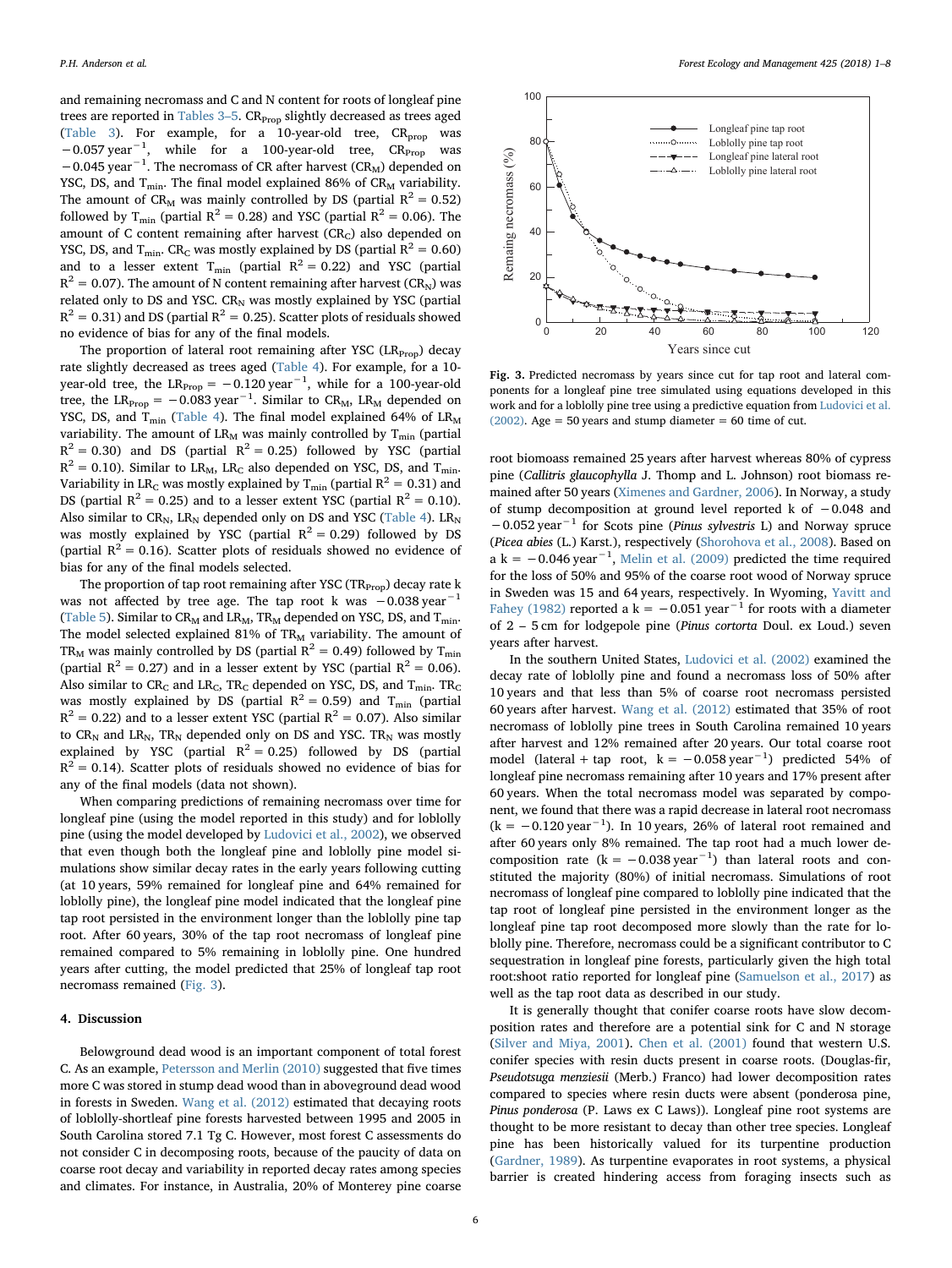and remaining necromass and C and N content for roots of longleaf pine trees are reported in Tables 3–5. $CR_{Prop}$ slightly decreased as trees aged (Table 3). For example, for a 10-year-old tree, $CR_{prop}$ was $-0.057\ year^{-1}$, while for a 100-year-old tree, $CR_{Prop}$ was $-0.045\ year^{-1}$. The necromass of CR after harvest ($CR_M$) depended on YSC, DS, and $T_{min}$. The final model explained 86% of $CR_M$ variability. The amount of $CR_M$ was mainly controlled by DS (partial $R^2 = 0.52$) followed by $T_{min}$ (partial $R^2 = 0.28$) and YSC (partial $R^2 = 0.06$). The amount of C content remaining after harvest ($CR_C$) also depended on YSC, DS, and $T_{min}$. $CR_C$ was mostly explained by DS (partial $R^2 = 0.60$) and to a lesser extent $T_{min}$ (partial $R^2 = 0.22$) and YSC (partial $R^2 = 0.07$). The amount of N content remaining after harvest ($CR_N$) was related only to DS and YSC. $CR_N$ was mostly explained by YSC (partial $R^2 = 0.31$) and DS (partial $R^2 = 0.25$). Scatter plots of residuals showed no evidence of bias for any of the final models.

The proportion of lateral root remaining after YSC ($LR_{Prop}$) decay rate slightly decreased as trees aged (Table 4). For example, for a 10-year-old tree, the $LR_{Prop} = -0.120\ year^{-1}$, while for a 100-year-old tree, the $LR_{Prop} = -0.083\ year^{-1}$. Similar to $CR_M$, $LR_M$ depended on YSC, DS, and $T_{min}$ (Table 4). The final model explained 64% of $LR_M$ variability. The amount of $LR_M$ was mainly controlled by $T_{min}$ (partial $R^2 = 0.30$) and DS (partial $R^2 = 0.25$) followed by YSC (partial $R^2 = 0.10$). Similar to $LR_M$, $LR_C$ also depended on YSC, DS, and $T_{min}$. Variability in $LR_C$ was mostly explained by $T_{min}$ (partial $R^2 = 0.31$) and DS (partial $R^2 = 0.25$) and to a lesser extent YSC (partial $R^2 = 0.10$). Also similar to $CR_N$, $LR_N$ depended only on DS and YSC (Table 4). $LR_N$ was mostly explained by YSC (partial $R^2 = 0.29$) followed by DS (partial $R^2 = 0.16$). Scatter plots of residuals showed no evidence of bias for any of the final models selected.

The proportion of tap root remaining after YSC ($TR_{Prop}$) decay rate k was not affected by tree age. The tap root k was $-0.038\ year^{-1}$ (Table 5). Similar to $CR_M$ and $LR_M$, $TR_M$ depended on YSC, DS, and $T_{min}$. The model selected explained 81% of $TR_M$ variability. The amount of $TR_M$ was mainly controlled by DS (partial $R^2 = 0.49$) followed by $T_{min}$ (partial $R^2 = 0.27$) and in a lesser extent by YSC (partial $R^2 = 0.06$). Also similar to $CR_C$ and $LR_C$, $TR_C$ depended on YSC, DS, and $T_{min}$. $TR_C$ was mostly explained by DS (partial $R^2 = 0.59$) and $T_{min}$ (partial $R^2 = 0.22$) and to a lesser extent YSC (partial $R^2 = 0.07$). Also similar to $CR_N$ and $LR_N$, $TR_N$ depended only on DS and YSC. $TR_N$ was mostly explained by YSC (partial $R^2 = 0.25$) followed by DS (partial $R^2 = 0.14$). Scatter plots of residuals showed no evidence of bias for any of the final models (data not shown).

When comparing predictions of remaining necromass over time for longleaf pine (using the model reported in this study) and for loblolly pine (using the model developed by Ludovici et al., 2002), we observed that even though both the longleaf pine and loblolly pine model simulations show similar decay rates in the early years following cutting (at 10 years, 59% remained for longleaf pine and 64% remained for loblolly pine), the longleaf pine model indicated that the longleaf pine tap root persisted in the environment longer than the loblolly pine tap root. After 60 years, 30% of the tap root necromass of longleaf pine remained compared to 5% remaining in loblolly pine. One hundred years after cutting, the model predicted that 25% of longleaf tap root necromass remained (Fig. 3).

Fig. 3. Predicted necromass by years since cut for tap root and lateral components for a longleaf pine tree simulated using equations developed in this work and for a loblolly pine tree using a predictive equation from Ludovici et al. (2002). Age = 50 years and stump diameter = 60 time of cut.

## 4. Discussion

Belowground dead wood is an important component of total forest C. As an example, Petersson and Merlin (2010) suggested that five times more C was stored in stump dead wood than in aboveground dead wood in forests in Sweden. Wang et al. (2012) estimated that decaying roots of loblolly-shortleaf pine forests harvested between 1995 and 2005 in South Carolina stored 7.1 Tg C. However, most forest C assessments do not consider C in decomposing roots, because of the paucity of data on coarse root decay and variability in reported decay rates among species and climates. For instance, in Australia, 20% of Monterey pine coarse root biomoass remained 25 years after harvest whereas 80% of cypress pine (*Callitris glaucophylla* J. Thomp and L. Johnson) root biomass remained after 50 years (Ximenes and Gardner, 2006). In Norway, a study of stump decomposition at ground level reported k of $-0.048$ and $-0.052\ year^{-1}$ for Scots pine (*Pinus sylvestris* L) and Norway spruce (*Picea abies* (L.) Karst.), respectively (Shorohova et al., 2008). Based on a $k = -0.046\ year^{-1}$, Melin et al. (2009) predicted the time required for the loss of 50% and 95% of the coarse root wood of Norway spruce in Sweden was 15 and 64 years, respectively. In Wyoming, Yavitt and Fahey (1982) reported a $k = -0.051\ year^{-1}$ for roots with a diameter of 2 – 5 cm for lodgepole pine (*Pinus cortorta* Doul. ex Loud.) seven years after harvest.

In the southern United States, Ludovici et al. (2002) examined the decay rate of loblolly pine and found a necromass loss of 50% after 10 years and that less than 5% of coarse root necromass persisted 60 years after harvest. Wang et al. (2012) estimated that 35% of root necromass of loblolly pine trees in South Carolina remained 10 years after harvest and 12% remained after 20 years. Our total coarse root model (lateral + tap root, $k = -0.058\ year^{-1}$) predicted 54% of longleaf pine necromass remaining after 10 years and 17% present after 60 years. When the total necromass model was separated by component, we found that there was a rapid decrease in lateral root necromass ($k = -0.120\ year^{-1}$). In 10 years, 26% of lateral root remained and after 60 years only 8% remained. The tap root had a much lower decomposition rate ($k = -0.038\ year^{-1}$) than lateral roots and constituted the majority (80%) of initial necromass. Simulations of root necromass of longleaf pine compared to loblolly pine indicated that the tap root of longleaf pine persisted in the environment longer as the longleaf pine tap root decomposed more slowly than the rate for loblolly pine. Therefore, necromass could be a significant contributor to C sequestration in longleaf pine forests, particularly given the high total root:shoot ratio reported for longleaf pine (Samuelson et al., 2017) as well as the tap root data as described in our study.

It is generally thought that conifer coarse roots have slow decomposition rates and therefore are a potential sink for C and N storage (Silver and Miya, 2001). Chen et al. (2001) found that western U.S. conifer species with resin ducts present in coarse roots. (Douglas-fir, *Pseudotsuga menziesii* (Merb.) Franco) had lower decomposition rates compared to species where resin ducts were absent (ponderosa pine, *Pinus ponderosa* (P. Laws ex C Laws)). Longleaf pine root systems are thought to be more resistant to decay than other tree species. Longleaf pine has been historically valued for its turpentine production (Gardner, 1989). As turpentine evaporates in root systems, a physical barrier is created hindering access from foraging insects such as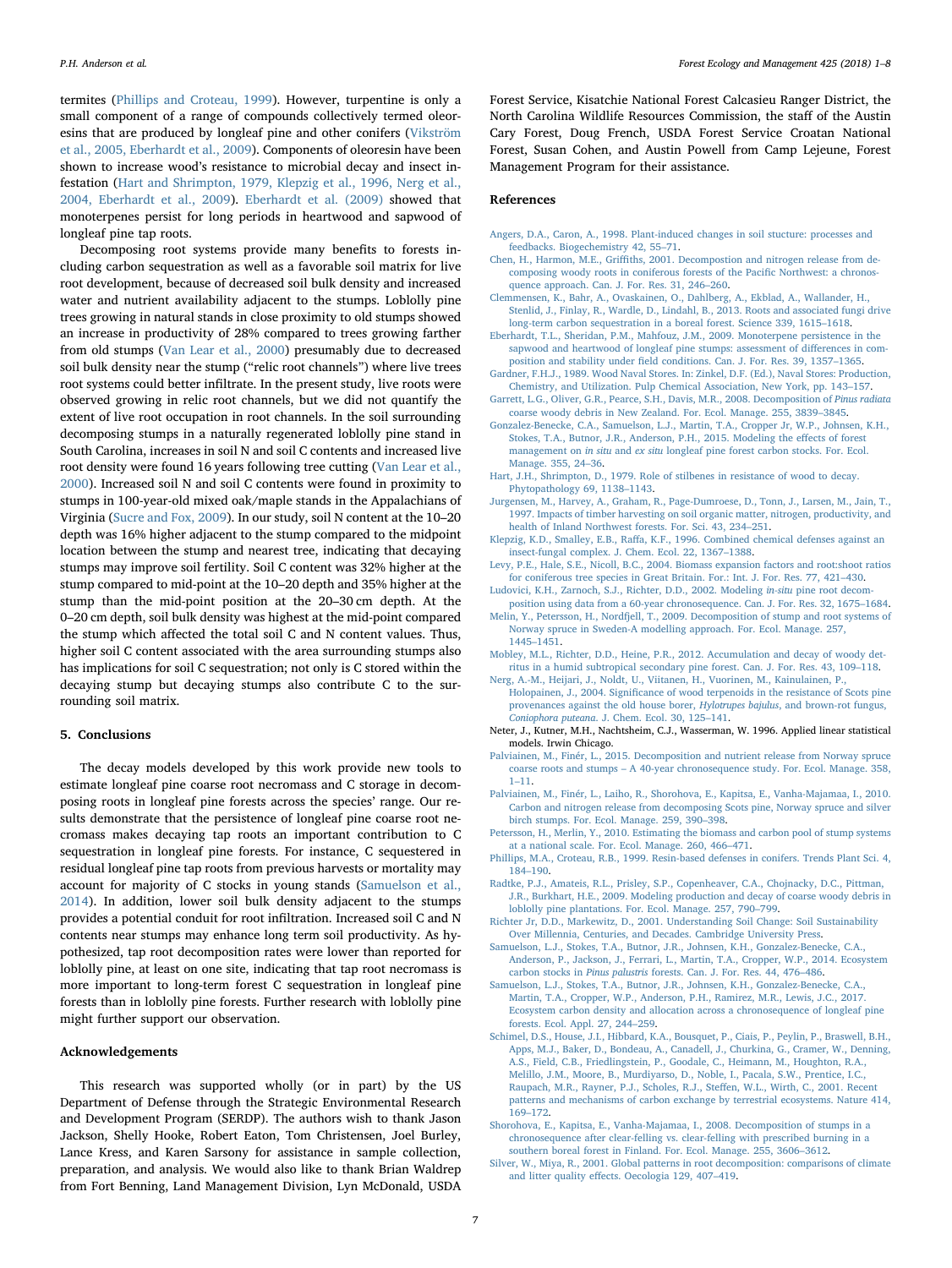termites (Phillips and Croteau, 1999). However, turpentine is only a small component of a range of compounds collectively termed oleoresins that are produced by longleaf pine and other conifers (Vikström et al., 2005, Eberhardt et al., 2009). Components of oleoresin have been shown to increase wood's resistance to microbial decay and insect infestation (Hart and Shrimpton, 1979, Klepzig et al., 1996, Nerg et al., 2004, Eberhardt et al., 2009). Eberhardt et al. (2009) showed that monoterpenes persist for long periods in heartwood and sapwood of longleaf pine tap roots.

Decomposing root systems provide many benefits to forests including carbon sequestration as well as a favorable soil matrix for live root development, because of decreased soil bulk density and increased water and nutrient availability adjacent to the stumps. Loblolly pine trees growing in natural stands in close proximity to old stumps showed an increase in productivity of 28% compared to trees growing farther from old stumps (Van Lear et al., 2000) presumably due to decreased soil bulk density near the stump ("relic root channels") where live trees root systems could better infiltrate. In the present study, live roots were observed growing in relic root channels, but we did not quantify the extent of live root occupation in root channels. In the soil surrounding decomposing stumps in a naturally regenerated loblolly pine stand in South Carolina, increases in soil N and soil C contents and increased live root density were found 16 years following tree cutting (Van Lear et al., 2000). Increased soil N and soil C contents were found in proximity to stumps in 100-year-old mixed oak/maple stands in the Appalachians of Virginia (Sucre and Fox, 2009). In our study, soil N content at the 10–20 depth was 16% higher adjacent to the stump compared to the midpoint location between the stump and nearest tree, indicating that decaying stumps may improve soil fertility. Soil C content was 32% higher at the stump compared to mid-point at the 10–20 depth and 35% higher at the stump than the mid-point position at the 20–30 cm depth. At the 0–20 cm depth, soil bulk density was highest at the mid-point compared the stump which affected the total soil C and N content values. Thus, higher soil C content associated with the area surrounding stumps also has implications for soil C sequestration; not only is C stored within the decaying stump but decaying stumps also contribute C to the surrounding soil matrix.

## 5. Conclusions

The decay models developed by this work provide new tools to estimate longleaf pine coarse root necromass and C storage in decomposing roots in longleaf pine forests across the species' range. Our results demonstrate that the persistence of longleaf pine coarse root necromass makes decaying tap roots an important contribution to C sequestration in longleaf pine forests. For instance, C sequestered in residual longleaf pine tap roots from previous harvests or mortality may account for majority of C stocks in young stands (Samuelson et al., 2014). In addition, lower soil bulk density adjacent to the stumps provides a potential conduit for root infiltration. Increased soil C and N contents near stumps may enhance long term soil productivity. As hypothesized, tap root decomposition rates were lower than reported for loblolly pine, at least on one site, indicating that tap root necromass is more important to long-term forest C sequestration in longleaf pine forests than in loblolly pine forests. Further research with loblolly pine might further support our observation.

## Acknowledgements

This research was supported wholly (or in part) by the US Department of Defense through the Strategic Environmental Research and Development Program (SERDP). The authors wish to thank Jason Jackson, Shelly Hooke, Robert Eaton, Tom Christensen, Joel Burley, Lance Kress, and Karen Sarsony for assistance in sample collection, preparation, and analysis. We would also like to thank Brian Waldrep from Fort Benning, Land Management Division, Lyn McDonald, USDA Forest Service, Kisatchie National Forest Calcasieu Ranger District, the North Carolina Wildlife Resources Commission, the staff of the Austin Cary Forest, Doug French, USDA Forest Service Croatan National Forest, Susan Cohen, and Austin Powell from Camp Lejeune, Forest Management Program for their assistance.

## References

Angers, D.A., Caron, A., 1998. Plant-induced changes in soil stucture: processes and feedbacks. Biogeochemistry 42, 55–71.

Chen, H., Harmon, M.E., Griffiths, 2001. Decompostion and nitrogen release from decomposing woody roots in coniferous forests of the Pacific Northwest: a chronosequence approach. Can. J. For. Res. 31, 246–260.

Clemmensen, K., Bahr, A., Ovaskainen, O., Dahlberg, A., Ekblad, A., Wallander, H., Stenlid, J., Finlay, R., Wardle, D., Lindahl, B., 2013. Roots and associated fungi drive long-term carbon sequestration in a boreal forest. Science 339, 1615–1618.

Eberhardt, T.L., Sheridan, P.M., Mahfouz, J.M., 2009. Monoterpene persistence in the sapwood and heartwood of longleaf pine stumps: assessment of differences in composition and stability under field conditions. Can. J. For. Res. 39, 1357–1365.

Gardner, F.H.J., 1989. Wood Naval Stores. In: Zinkel, D.F. (Ed.), Naval Stores: Production, Chemistry, and Utilization. Pulp Chemical Association, New York, pp. 143–157.

Garrett, L.G., Oliver, G.R., Pearce, S.H., Davis, M.R., 2008. Decomposition of *Pinus radiata* coarse woody debris in New Zealand. For. Ecol. Manage. 255, 3839–3845.

Gonzalez-Benecke, C.A., Samuelson, L.J., Martin, T.A., Cropper Jr, W.P., Johnsen, K.H., Stokes, T.A., Butnor, J.R., Anderson, P.H., 2015. Modeling the effects of forest management on *in situ* and *ex situ* longleaf pine forest carbon stocks. For. Ecol. Manage. 355, 24–36.

Hart, J.H., Shrimpton, D., 1979. Role of stilbenes in resistance of wood to decay. Phytopathology 69, 1138–1143.

Jurgensen, M., Harvey, A., Graham, R., Page-Dumroese, D., Tonn, J., Larsen, M., Jain, T., 1997. Impacts of timber harvesting on soil organic matter, nitrogen, productivity, and health of Inland Northwest forests. For. Sci. 43, 234–251.

Klepzig, K.D., Smalley, E.B., Raffa, K.F., 1996. Combined chemical defenses against an insect-fungal complex. J. Chem. Ecol. 22, 1367–1388.

Levy, P.E., Hale, S.E., Nicoll, B.C., 2004. Biomass expansion factors and root:shoot ratios for coniferous tree species in Great Britain. For.: Int. J. For. Res. 77, 421–430.

Ludovici, K.H., Zarnoch, S.J., Richter, D.D., 2002. Modeling *in-situ* pine root decomposition using data from a 60-year chronosequence. Can. J. For. Res. 32, 1675–1684.

Melin, Y., Petersson, H., Nordfjell, T., 2009. Decomposition of stump and root systems of Norway spruce in Sweden-A modelling approach. For. Ecol. Manage. 257, 1445–1451.

Mobley, M.L., Richter, D.D., Heine, P.R., 2012. Accumulation and decay of woody detritus in a humid subtropical secondary pine forest. Can. J. For. Res. 43, 109–118.

Nerg, A.-M., Heijari, J., Noldt, U., Viitanen, H., Vuorinen, M., Kainulainen, P., Holopainen, J., 2004. Significance of wood terpenoids in the resistance of Scots pine provenances against the old house borer, *Hylotrupes bajulus*, and brown-rot fungus, *Coniophora puteana*. J. Chem. Ecol. 30, 125–141.

Neter, J., Kutner, M.H., Nachtsheim, C.J., Wasserman, W. 1996. Applied linear statistical models. Irwin Chicago.

Palviainen, M., Finér, L., 2015. Decomposition and nutrient release from Norway spruce coarse roots and stumps – A 40-year chronosequence study. For. Ecol. Manage. 358, 1–11.

Palviainen, M., Finér, L., Laiho, R., Shorohova, E., Kapitsa, E., Vanha-Majamaa, I., 2010. Carbon and nitrogen release from decomposing Scots pine, Norway spruce and silver birch stumps. For. Ecol. Manage. 259, 390–398.

Petersson, H., Merlin, Y., 2010. Estimating the biomass and carbon pool of stump systems at a national scale. For. Ecol. Manage. 260, 466–471.

Phillips, M.A., Croteau, R.B., 1999. Resin-based defenses in conifers. Trends Plant Sci. 4, 184–190.

Radtke, P.J., Amateis, R.L., Prisley, S.P., Copenheaver, C.A., Chojnacky, D.C., Pittman, J.R., Burkhart, H.E., 2009. Modeling production and decay of coarse woody debris in loblolly pine plantations. For. Ecol. Manage. 257, 790–799.

Richter Jr, D.D., Markewitz, D., 2001. Understanding Soil Change: Soil Sustainability Over Millennia, Centuries, and Decades. Cambridge University Press.

Samuelson, L.J., Stokes, T.A., Butnor, J.R., Johnsen, K.H., Gonzalez-Benecke, C.A., Anderson, P., Jackson, J., Ferrari, L., Martin, T.A., Cropper, W.P., 2014. Ecosystem carbon stocks in *Pinus palustris* forests. Can. J. For. Res. 44, 476–486.

Samuelson, L.J., Stokes, T.A., Butnor, J.R., Johnsen, K.H., Gonzalez-Benecke, C.A., Martin, T.A., Cropper, W.P., Anderson, P.H., Ramirez, M.R., Lewis, J.C., 2017. Ecosystem carbon density and allocation across a chronosequence of longleaf pine forests. Ecol. Appl. 27, 244–259.

Schimel, D.S., House, J.I., Hibbard, K.A., Bousquet, P., Ciais, P., Peylin, P., Braswell, B.H., Apps, M.J., Baker, D., Bondeau, A., Canadell, J., Churkina, G., Cramer, W., Denning, A.S., Field, C.B., Friedlingstein, P., Goodale, C., Heimann, M., Houghton, R.A., Melillo, J.M., Moore, B., Murdiyarso, D., Noble, I., Pacala, S.W., Prentice, I.C., Raupach, M.R., Rayner, P.J., Scholes, R.J., Steffen, W.L., Wirth, C., 2001. Recent patterns and mechanisms of carbon exchange by terrestrial ecosystems. Nature 414, 169–172.

Shorohova, E., Kapitsa, E., Vanha-Majamaa, I., 2008. Decomposition of stumps in a chronosequence after clear-felling vs. clear-felling with prescribed burning in a southern boreal forest in Finland. For. Ecol. Manage. 255, 3606–3612.

Silver, W., Miya, R., 2001. Global patterns in root decomposition: comparisons of climate and litter quality effects. Oecologia 129, 407–419.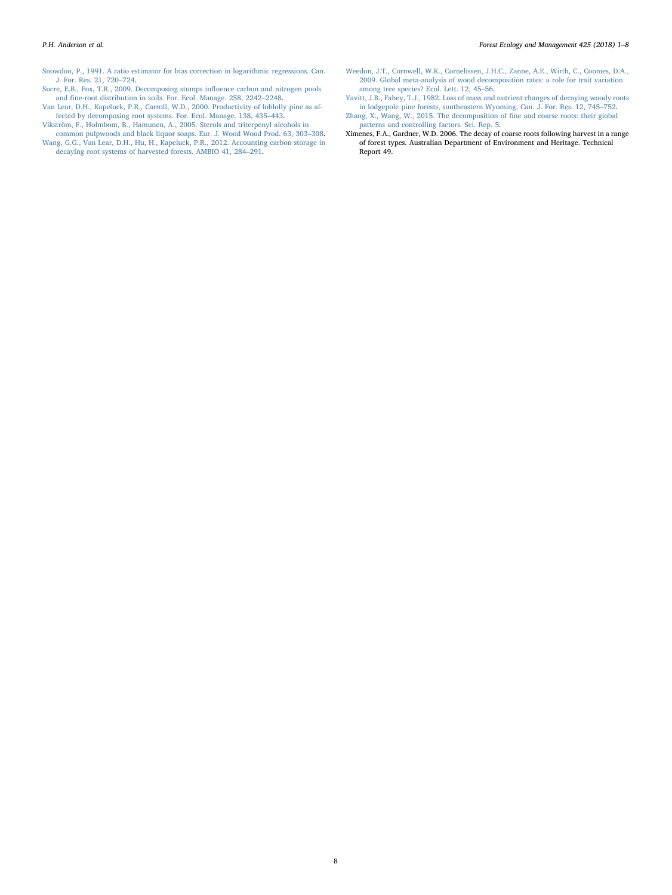Snowdon, P., 1991. A ratio estimator for bias correction in logarithmic regressions. Can. J. For. Res. 21, 720–724.

Sucre, E.B., Fox, T.R., 2009. Decomposing stumps influence carbon and nitrogen pools and fine-root distribution in soils. For. Ecol. Manage. 258, 2242–2248.

Van Lear, D.H., Kapeluck, P.R., Carroll, W.D., 2000. Productivity of loblolly pine as affected by decomposing root systems. For. Ecol. Manage. 138, 435–443.

Vikström, F., Holmbom, B., Hamunen, A., 2005. Sterols and triterpenyl alcohols in common pulpwoods and black liquor soaps. Eur. J. Wood Wood Prod. 63, 303–308.

Wang, G.G., Van Lear, D.H., Hu, H., Kapeluck, P.R., 2012. Accounting carbon storage in decaying root systems of harvested forests. AMBIO 41, 284–291.

Weedon, J.T., Cornwell, W.K., Cornelissen, J.H.C., Zanne, A.E., Wirth, C., Coomes, D.A., 2009. Global meta-analysis of wood decomposition rates: a role for trait variation among tree species? Ecol. Lett. 12, 45–56.

Yavitt, J.B., Fahey, T.J., 1982. Loss of mass and nutrient changes of decaying woody roots in lodgepole pine forests, southeastern Wyoming. Can. J. For. Res. 12, 745–752.

Zhang, X., Wang, W., 2015. The decomposition of fine and coarse roots: their global patterns and controlling factors. Sci. Rep. 5.

Ximenes, F.A., Gardner, W.D. 2006. The decay of coarse roots following harvest in a range of forest types. Australian Department of Environment and Heritage. Technical Report 49.